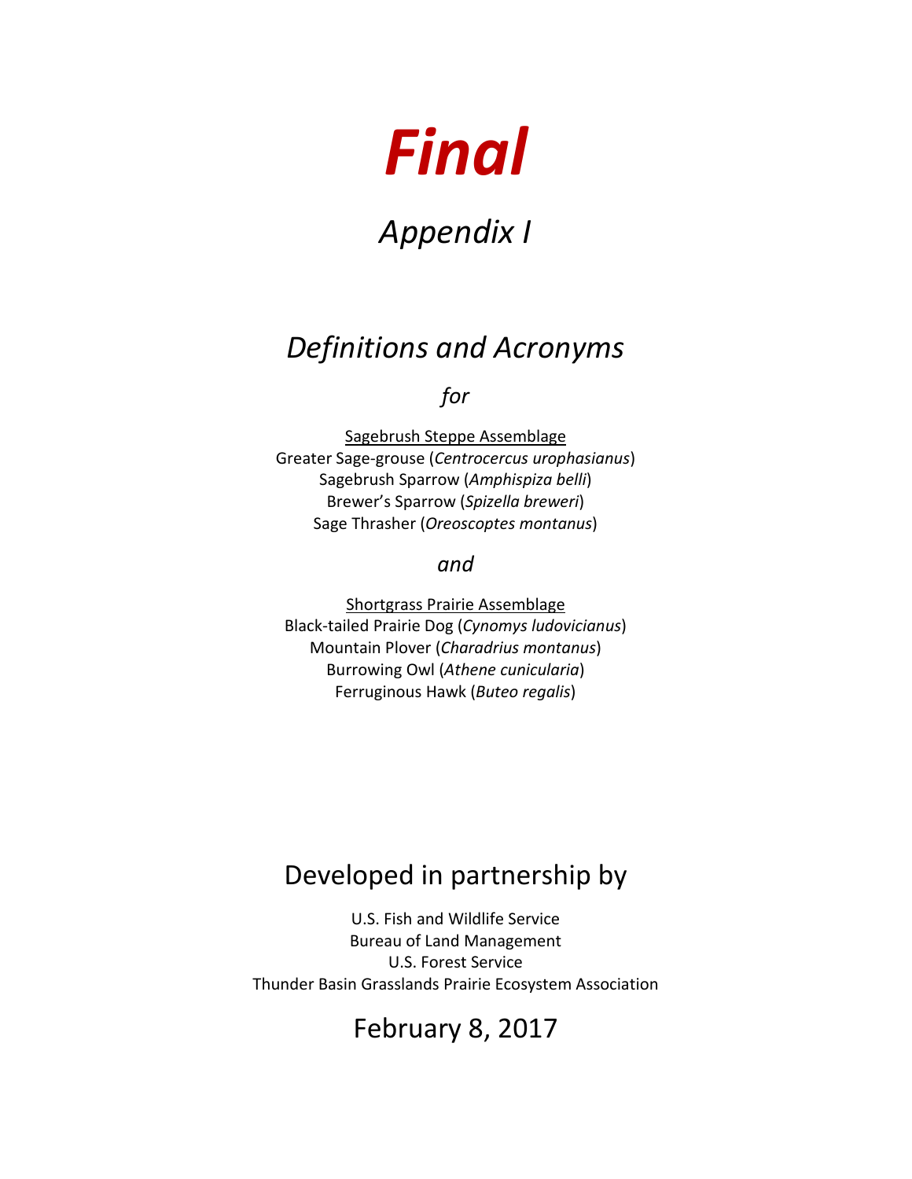# ***Final***

## *Appendix I*

## *Definitions and Acronyms*

*for*

Sagebrush Steppe Assemblage
Greater Sage-grouse (*Centrocercus urophasianus*)
Sagebrush Sparrow (*Amphispiza belli*)
Brewer's Sparrow (*Spizella breweri*)
Sage Thrasher (*Oreoscoptes montanus*)

*and*

Shortgrass Prairie Assemblage
Black-tailed Prairie Dog (*Cynomys ludovicianus*)
Mountain Plover (*Charadrius montanus*)
Burrowing Owl (*Athene cunicularia*)
Ferruginous Hawk (*Buteo regalis*)

## Developed in partnership by

U.S. Fish and Wildlife Service
Bureau of Land Management
U.S. Forest Service
Thunder Basin Grasslands Prairie Ecosystem Association

## February 8, 2017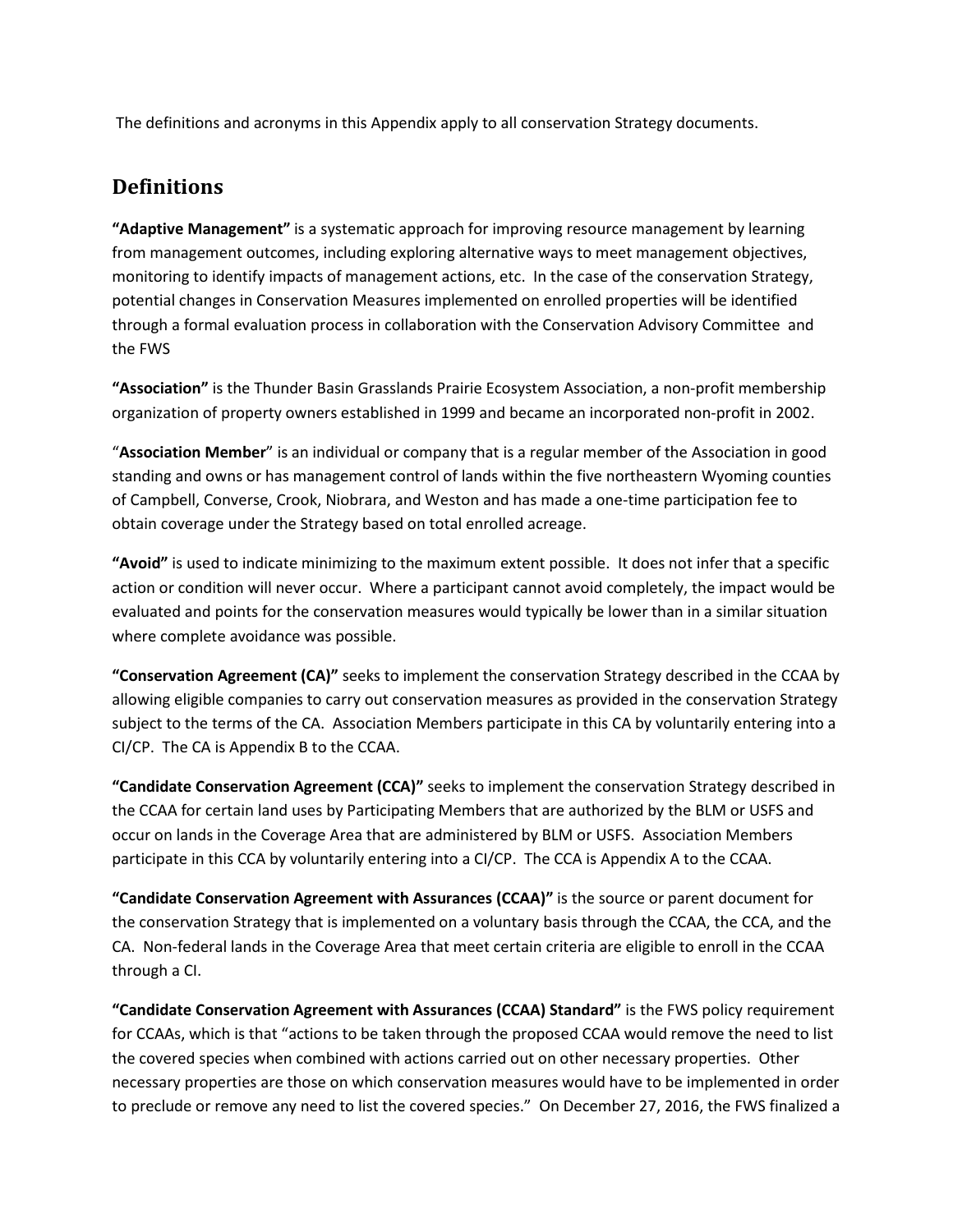The definitions and acronyms in this Appendix apply to all conservation Strategy documents.

## Definitions

**"Adaptive Management"** is a systematic approach for improving resource management by learning from management outcomes, including exploring alternative ways to meet management objectives, monitoring to identify impacts of management actions, etc. In the case of the conservation Strategy, potential changes in Conservation Measures implemented on enrolled properties will be identified through a formal evaluation process in collaboration with the Conservation Advisory Committee and the FWS

**"Association"** is the Thunder Basin Grasslands Prairie Ecosystem Association, a non-profit membership organization of property owners established in 1999 and became an incorporated non-profit in 2002.

"**Association Member**" is an individual or company that is a regular member of the Association in good standing and owns or has management control of lands within the five northeastern Wyoming counties of Campbell, Converse, Crook, Niobrara, and Weston and has made a one-time participation fee to obtain coverage under the Strategy based on total enrolled acreage.

**"Avoid"** is used to indicate minimizing to the maximum extent possible. It does not infer that a specific action or condition will never occur. Where a participant cannot avoid completely, the impact would be evaluated and points for the conservation measures would typically be lower than in a similar situation where complete avoidance was possible.

**"Conservation Agreement (CA)"** seeks to implement the conservation Strategy described in the CCAA by allowing eligible companies to carry out conservation measures as provided in the conservation Strategy subject to the terms of the CA. Association Members participate in this CA by voluntarily entering into a CI/CP. The CA is Appendix B to the CCAA.

**"Candidate Conservation Agreement (CCA)"** seeks to implement the conservation Strategy described in the CCAA for certain land uses by Participating Members that are authorized by the BLM or USFS and occur on lands in the Coverage Area that are administered by BLM or USFS. Association Members participate in this CCA by voluntarily entering into a CI/CP. The CCA is Appendix A to the CCAA.

**"Candidate Conservation Agreement with Assurances (CCAA)"** is the source or parent document for the conservation Strategy that is implemented on a voluntary basis through the CCAA, the CCA, and the CA. Non-federal lands in the Coverage Area that meet certain criteria are eligible to enroll in the CCAA through a CI.

**"Candidate Conservation Agreement with Assurances (CCAA) Standard"** is the FWS policy requirement for CCAAs, which is that "actions to be taken through the proposed CCAA would remove the need to list the covered species when combined with actions carried out on other necessary properties. Other necessary properties are those on which conservation measures would have to be implemented in order to preclude or remove any need to list the covered species." On December 27, 2016, the FWS finalized a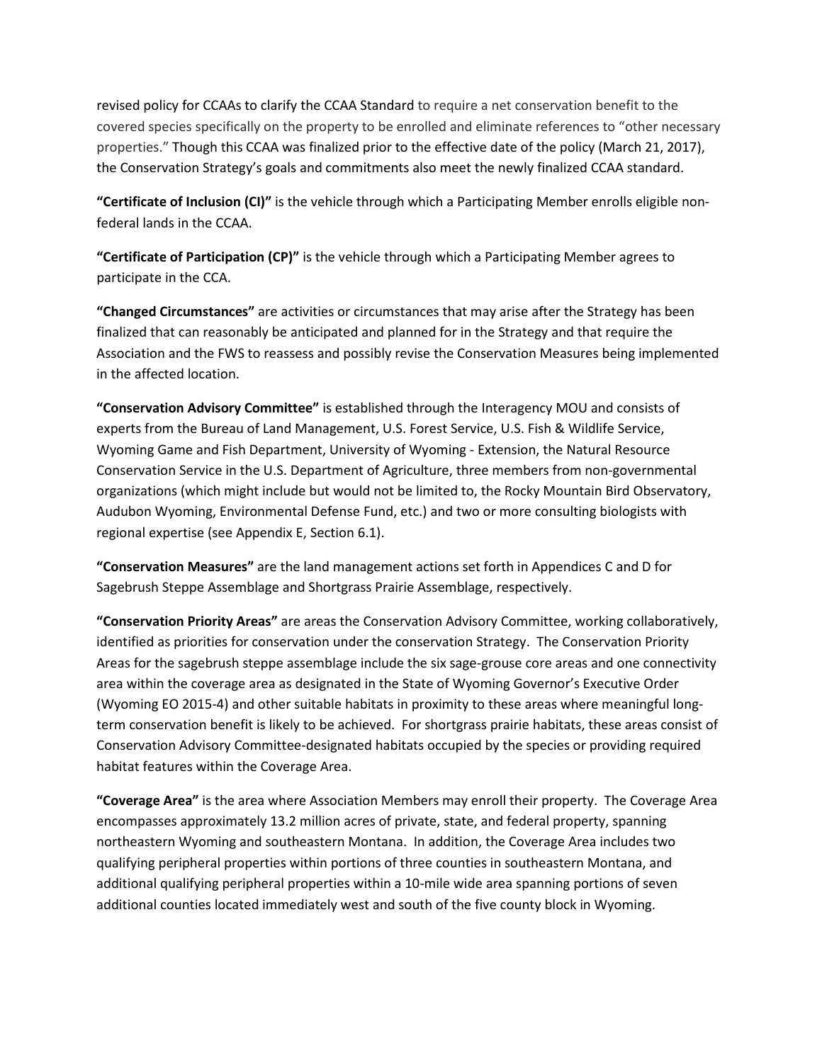revised policy for CCAAs to clarify the CCAA Standard to require a net conservation benefit to the covered species specifically on the property to be enrolled and eliminate references to "other necessary properties." Though this CCAA was finalized prior to the effective date of the policy (March 21, 2017), the Conservation Strategy's goals and commitments also meet the newly finalized CCAA standard.

**"Certificate of Inclusion (CI)"** is the vehicle through which a Participating Member enrolls eligible non-federal lands in the CCAA.

**"Certificate of Participation (CP)"** is the vehicle through which a Participating Member agrees to participate in the CCA.

**"Changed Circumstances"** are activities or circumstances that may arise after the Strategy has been finalized that can reasonably be anticipated and planned for in the Strategy and that require the Association and the FWS to reassess and possibly revise the Conservation Measures being implemented in the affected location.

**"Conservation Advisory Committee"** is established through the Interagency MOU and consists of experts from the Bureau of Land Management, U.S. Forest Service, U.S. Fish & Wildlife Service, Wyoming Game and Fish Department, University of Wyoming - Extension, the Natural Resource Conservation Service in the U.S. Department of Agriculture, three members from non-governmental organizations (which might include but would not be limited to, the Rocky Mountain Bird Observatory, Audubon Wyoming, Environmental Defense Fund, etc.) and two or more consulting biologists with regional expertise (see Appendix E, Section 6.1).

**"Conservation Measures"** are the land management actions set forth in Appendices C and D for Sagebrush Steppe Assemblage and Shortgrass Prairie Assemblage, respectively.

**"Conservation Priority Areas"** are areas the Conservation Advisory Committee, working collaboratively, identified as priorities for conservation under the conservation Strategy. The Conservation Priority Areas for the sagebrush steppe assemblage include the six sage-grouse core areas and one connectivity area within the coverage area as designated in the State of Wyoming Governor's Executive Order (Wyoming EO 2015-4) and other suitable habitats in proximity to these areas where meaningful long-term conservation benefit is likely to be achieved. For shortgrass prairie habitats, these areas consist of Conservation Advisory Committee-designated habitats occupied by the species or providing required habitat features within the Coverage Area.

**"Coverage Area"** is the area where Association Members may enroll their property. The Coverage Area encompasses approximately 13.2 million acres of private, state, and federal property, spanning northeastern Wyoming and southeastern Montana. In addition, the Coverage Area includes two qualifying peripheral properties within portions of three counties in southeastern Montana, and additional qualifying peripheral properties within a 10-mile wide area spanning portions of seven additional counties located immediately west and south of the five county block in Wyoming.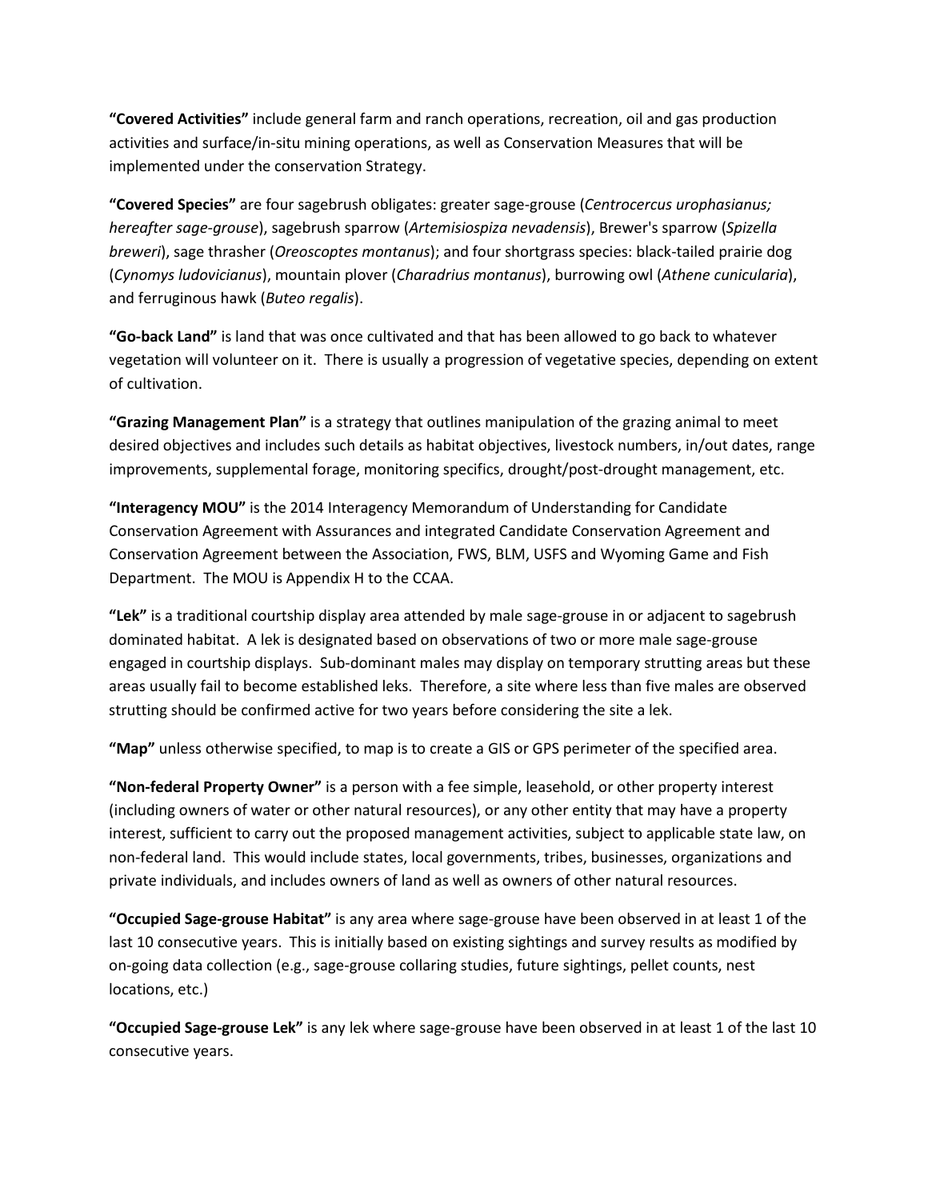**“Covered Activities”** include general farm and ranch operations, recreation, oil and gas production activities and surface/in-situ mining operations, as well as Conservation Measures that will be implemented under the conservation Strategy.

**“Covered Species”** are four sagebrush obligates: greater sage-grouse (*Centrocercus urophasianus; hereafter sage-grouse*), sagebrush sparrow (*Artemisiospiza nevadensis*), Brewer's sparrow (*Spizella breweri*), sage thrasher (*Oreoscoptes montanus*); and four shortgrass species: black-tailed prairie dog (*Cynomys ludovicianus*), mountain plover (*Charadrius montanus*), burrowing owl (*Athene cunicularia*), and ferruginous hawk (*Buteo regalis*).

**“Go-back Land”** is land that was once cultivated and that has been allowed to go back to whatever vegetation will volunteer on it. There is usually a progression of vegetative species, depending on extent of cultivation.

**“Grazing Management Plan”** is a strategy that outlines manipulation of the grazing animal to meet desired objectives and includes such details as habitat objectives, livestock numbers, in/out dates, range improvements, supplemental forage, monitoring specifics, drought/post-drought management, etc.

**“Interagency MOU”** is the 2014 Interagency Memorandum of Understanding for Candidate Conservation Agreement with Assurances and integrated Candidate Conservation Agreement and Conservation Agreement between the Association, FWS, BLM, USFS and Wyoming Game and Fish Department. The MOU is Appendix H to the CCAA.

**“Lek”** is a traditional courtship display area attended by male sage-grouse in or adjacent to sagebrush dominated habitat. A lek is designated based on observations of two or more male sage-grouse engaged in courtship displays. Sub-dominant males may display on temporary strutting areas but these areas usually fail to become established leks. Therefore, a site where less than five males are observed strutting should be confirmed active for two years before considering the site a lek.

**“Map”** unless otherwise specified, to map is to create a GIS or GPS perimeter of the specified area.

**“Non-federal Property Owner”** is a person with a fee simple, leasehold, or other property interest (including owners of water or other natural resources), or any other entity that may have a property interest, sufficient to carry out the proposed management activities, subject to applicable state law, on non-federal land. This would include states, local governments, tribes, businesses, organizations and private individuals, and includes owners of land as well as owners of other natural resources.

**“Occupied Sage-grouse Habitat”** is any area where sage-grouse have been observed in at least 1 of the last 10 consecutive years. This is initially based on existing sightings and survey results as modified by on-going data collection (e.g., sage-grouse collaring studies, future sightings, pellet counts, nest locations, etc.)

**“Occupied Sage-grouse Lek”** is any lek where sage-grouse have been observed in at least 1 of the last 10 consecutive years.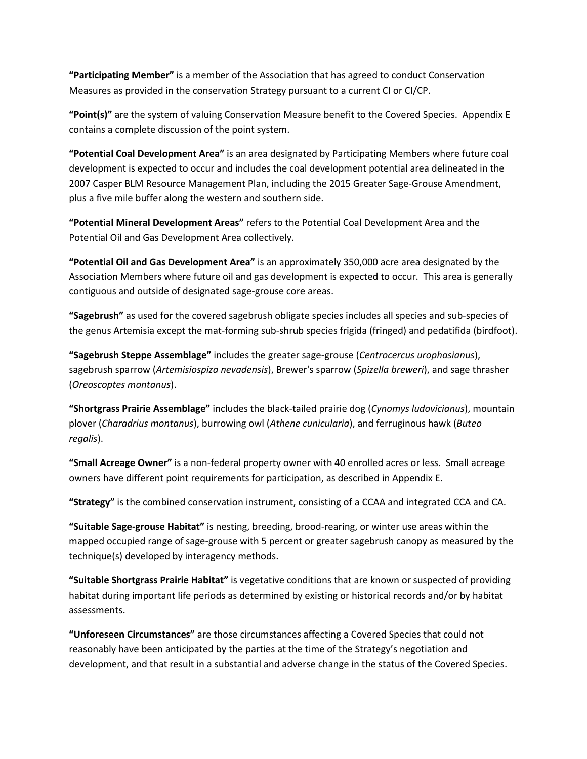**"Participating Member"** is a member of the Association that has agreed to conduct Conservation Measures as provided in the conservation Strategy pursuant to a current CI or CI/CP.

**"Point(s)"** are the system of valuing Conservation Measure benefit to the Covered Species. Appendix E contains a complete discussion of the point system.

**"Potential Coal Development Area"** is an area designated by Participating Members where future coal development is expected to occur and includes the coal development potential area delineated in the 2007 Casper BLM Resource Management Plan, including the 2015 Greater Sage-Grouse Amendment, plus a five mile buffer along the western and southern side.

**"Potential Mineral Development Areas"** refers to the Potential Coal Development Area and the Potential Oil and Gas Development Area collectively.

**"Potential Oil and Gas Development Area"** is an approximately 350,000 acre area designated by the Association Members where future oil and gas development is expected to occur. This area is generally contiguous and outside of designated sage-grouse core areas.

**"Sagebrush"** as used for the covered sagebrush obligate species includes all species and sub-species of the genus Artemisia except the mat-forming sub-shrub species frigida (fringed) and pedatifida (birdfoot).

**"Sagebrush Steppe Assemblage"** includes the greater sage-grouse (*Centrocercus urophasianus*), sagebrush sparrow (*Artemisiospiza nevadensis*), Brewer's sparrow (*Spizella breweri*), and sage thrasher (*Oreoscoptes montanus*).

**"Shortgrass Prairie Assemblage"** includes the black-tailed prairie dog (*Cynomys ludovicianus*), mountain plover (*Charadrius montanus*), burrowing owl (*Athene cunicularia*), and ferruginous hawk (*Buteo regalis*).

**"Small Acreage Owner"** is a non-federal property owner with 40 enrolled acres or less. Small acreage owners have different point requirements for participation, as described in Appendix E.

**"Strategy"** is the combined conservation instrument, consisting of a CCAA and integrated CCA and CA.

**"Suitable Sage-grouse Habitat"** is nesting, breeding, brood-rearing, or winter use areas within the mapped occupied range of sage-grouse with 5 percent or greater sagebrush canopy as measured by the technique(s) developed by interagency methods.

**"Suitable Shortgrass Prairie Habitat"** is vegetative conditions that are known or suspected of providing habitat during important life periods as determined by existing or historical records and/or by habitat assessments.

**"Unforeseen Circumstances"** are those circumstances affecting a Covered Species that could not reasonably have been anticipated by the parties at the time of the Strategy's negotiation and development, and that result in a substantial and adverse change in the status of the Covered Species.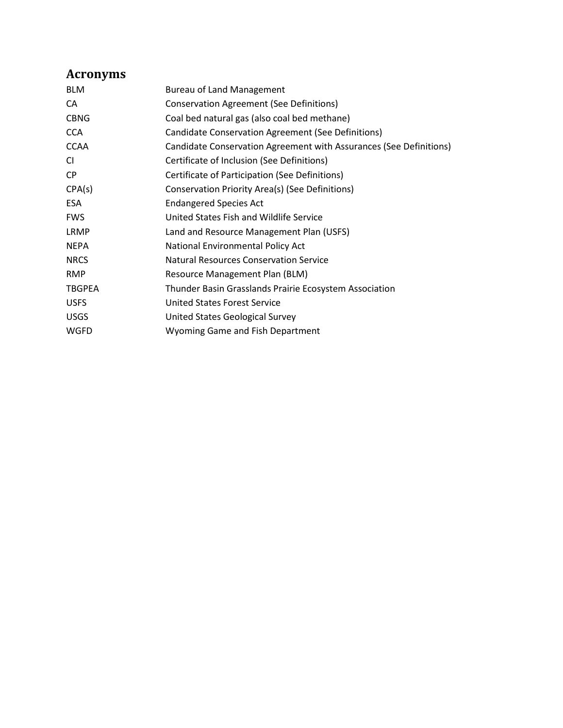## Acronyms

| | |
|---|---|
| BLM | Bureau of Land Management |
| CA | Conservation Agreement (See Definitions) |
| CBNG | Coal bed natural gas (also coal bed methane) |
| CCA | Candidate Conservation Agreement (See Definitions) |
| CCAA | Candidate Conservation Agreement with Assurances (See Definitions) |
| CI | Certificate of Inclusion (See Definitions) |
| CP | Certificate of Participation (See Definitions) |
| CPA(s) | Conservation Priority Area(s) (See Definitions) |
| ESA | Endangered Species Act |
| FWS | United States Fish and Wildlife Service |
| LRMP | Land and Resource Management Plan (USFS) |
| NEPA | National Environmental Policy Act |
| NRCS | Natural Resources Conservation Service |
| RMP | Resource Management Plan (BLM) |
| TBGPEA | Thunder Basin Grasslands Prairie Ecosystem Association |
| USFS | United States Forest Service |
| USGS | United States Geological Survey |
| WGFD | Wyoming Game and Fish Department |